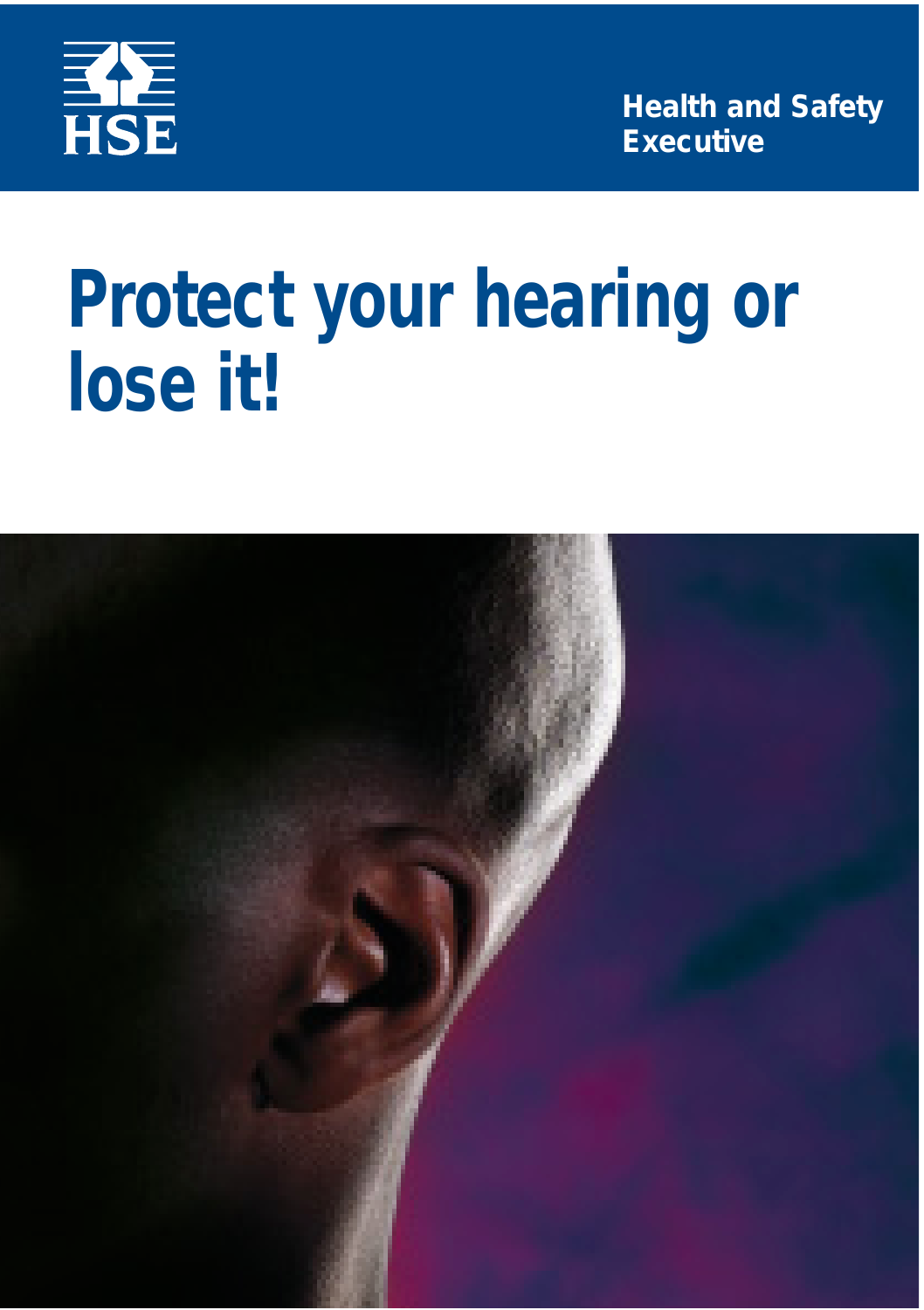HSE

Health and Safety Executive

# Protect your hearing or lose it!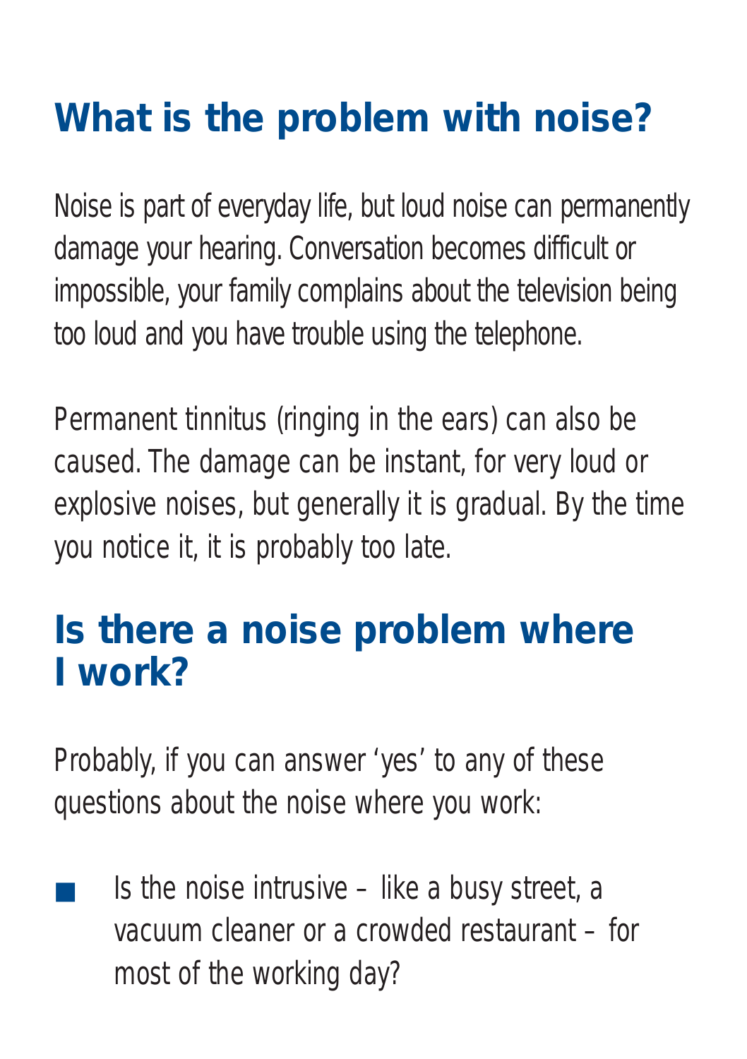## What is the problem with noise?

Noise is part of everyday life, but loud noise can permanently damage your hearing. Conversation becomes difficult or impossible, your family complains about the television being too loud and you have trouble using the telephone.

Permanent tinnitus (ringing in the ears) can also be caused. The damage can be instant, for very loud or explosive noises, but generally it is gradual. By the time you notice it, it is probably too late.

## Is there a noise problem where I work?

Probably, if you can answer 'yes' to any of these questions about the noise where you work:

- Is the noise intrusive – like a busy street, a vacuum cleaner or a crowded restaurant – for most of the working day?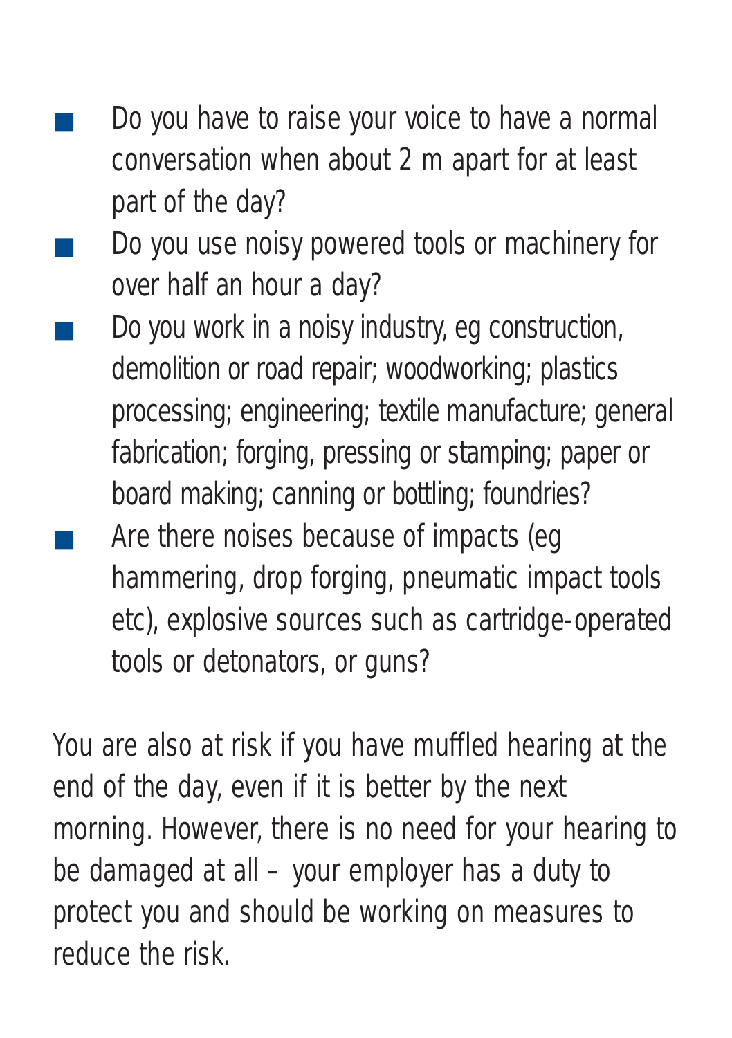- Do you have to raise your voice to have a normal conversation when about 2 m apart for at least part of the day?
- Do you use noisy powered tools or machinery for over half an hour a day?
- Do you work in a noisy industry, eg construction, demolition or road repair; woodworking; plastics processing; engineering; textile manufacture; general fabrication; forging, pressing or stamping; paper or board making; canning or bottling; foundries?
- Are there noises because of impacts (eg hammering, drop forging, pneumatic impact tools etc), explosive sources such as cartridge-operated tools or detonators, or guns?

You are also at risk if you have muffled hearing at the end of the day, even if it is better by the next morning. However, there is no need for your hearing to be damaged at all – your employer has a duty to protect you and should be working on measures to reduce the risk.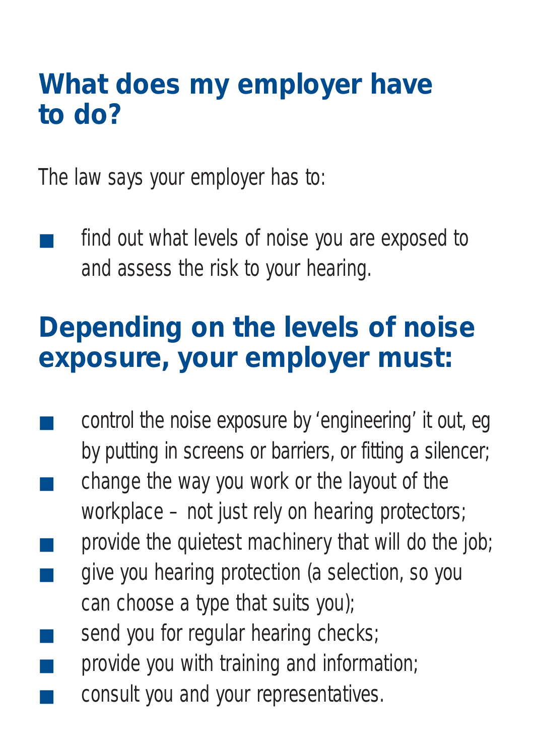## What does my employer have to do?

The law says your employer has to:

- find out what levels of noise you are exposed to and assess the risk to your hearing.

## Depending on the levels of noise exposure, your employer must:

- control the noise exposure by 'engineering' it out, eg by putting in screens or barriers, or fitting a silencer;
- change the way you work or the layout of the workplace – not just rely on hearing protectors;
- provide the quietest machinery that will do the job;
- give you hearing protection (a selection, so you can choose a type that suits you);
- send you for regular hearing checks;
- provide you with training and information;
- consult you and your representatives.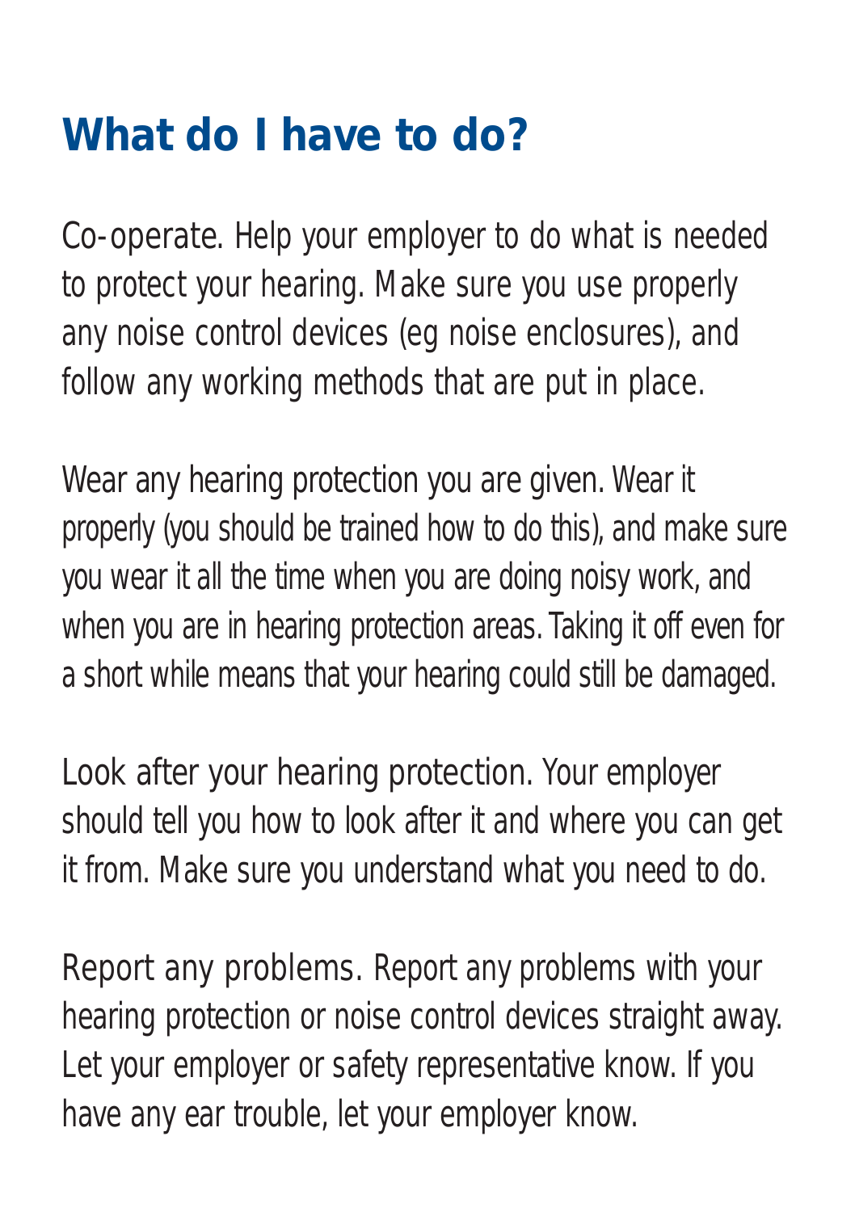## What do I have to do?

Co-operate. Help your employer to do what is needed to protect your hearing. Make sure you use properly any noise control devices (eg noise enclosures), and follow any working methods that are put in place.

Wear any hearing protection you are given. Wear it properly (you should be trained how to do this), and make sure you wear it all the time when you are doing noisy work, and when you are in hearing protection areas. Taking it off even for a short while means that your hearing could still be damaged.

Look after your hearing protection. Your employer should tell you how to look after it and where you can get it from. Make sure you understand what you need to do.

Report any problems. Report any problems with your hearing protection or noise control devices straight away. Let your employer or safety representative know. If you have any ear trouble, let your employer know.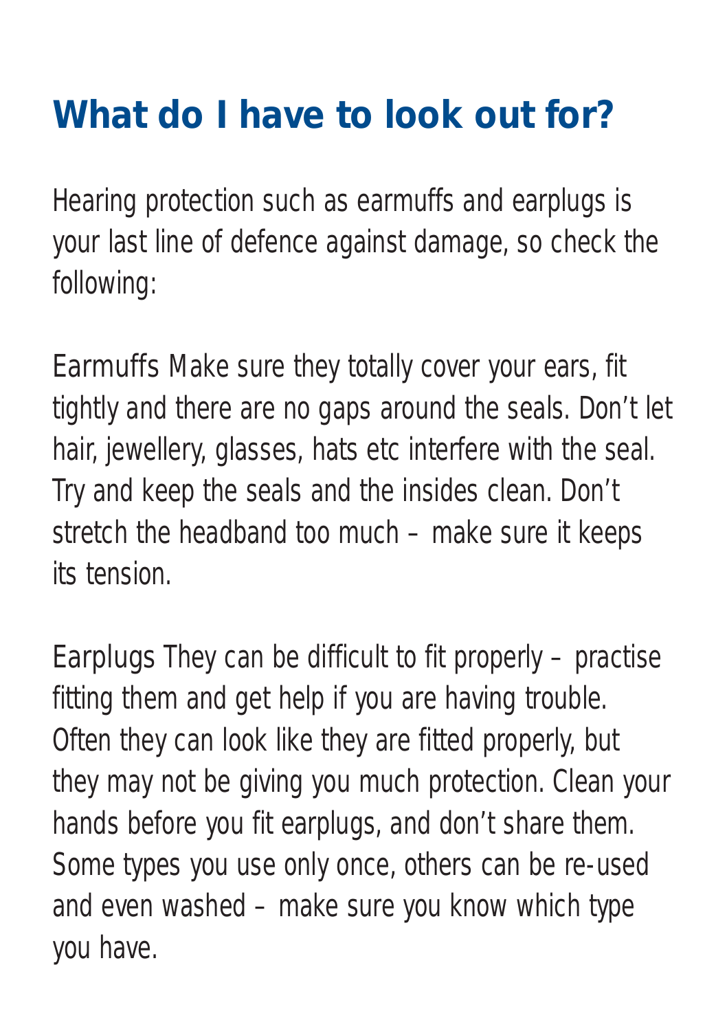# What do I have to look out for?

Hearing protection such as earmuffs and earplugs is your last line of defence against damage, so check the following:

Earmuffs Make sure they totally cover your ears, fit tightly and there are no gaps around the seals. Don't let hair, jewellery, glasses, hats etc interfere with the seal. Try and keep the seals and the insides clean. Don't stretch the headband too much – make sure it keeps its tension.

Earplugs They can be difficult to fit properly – practise fitting them and get help if you are having trouble. Often they can look like they are fitted properly, but they may not be giving you much protection. Clean your hands before you fit earplugs, and don't share them. Some types you use only once, others can be re-used and even washed – make sure you know which type you have.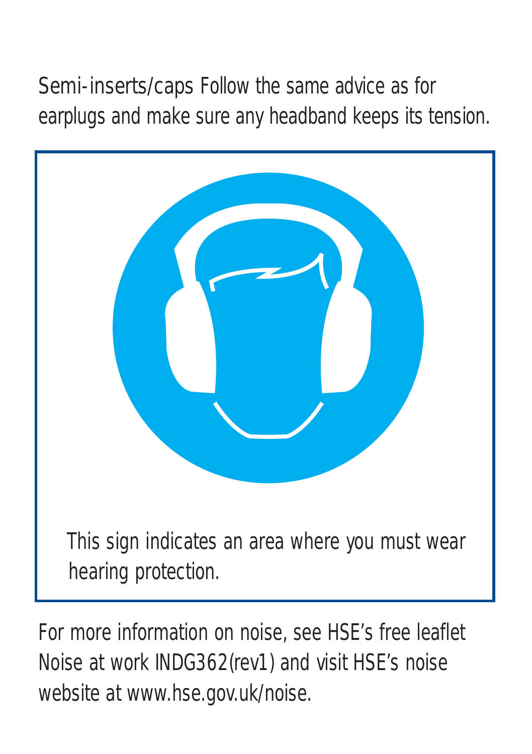**Semi-inserts/caps** Follow the same advice as for earplugs and make sure any headband keeps its tension.

This sign indicates an area where you must wear hearing protection.

For more information on noise, see HSE's free leaflet *Noise at work* INDG362(rev1) and visit HSE's noise website at www.hse.gov.uk/noise.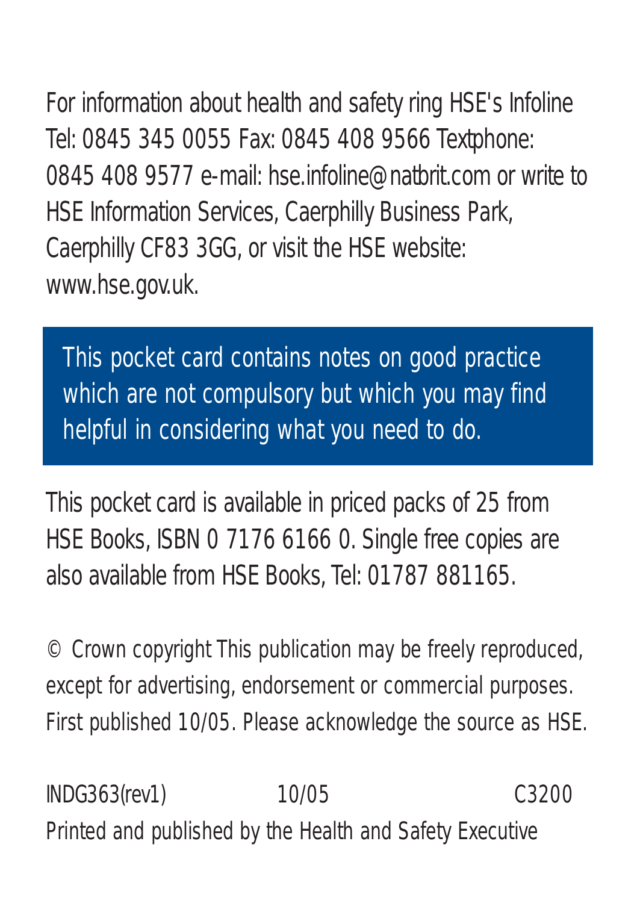For information about health and safety ring HSE's Infoline Tel: 0845 345 0055 Fax: 0845 408 9566 Textphone: 0845 408 9577 e-mail: hse.infoline@natbrit.com or write to HSE Information Services, Caerphilly Business Park, Caerphilly CF83 3GG, or visit the HSE website: www.hse.gov.uk.

This pocket card contains notes on good practice which are not compulsory but which you may find helpful in considering what you need to do.

This pocket card is available in priced packs of 25 from HSE Books, ISBN 0 7176 6166 0. Single free copies are also available from HSE Books, Tel: 01787 881165.

© Crown copyright This publication may be freely reproduced, except for advertising, endorsement or commercial purposes. First published 10/05. Please acknowledge the source as HSE.

INDG363(rev1) 10/05 C3200

Printed and published by the Health and Safety Executive